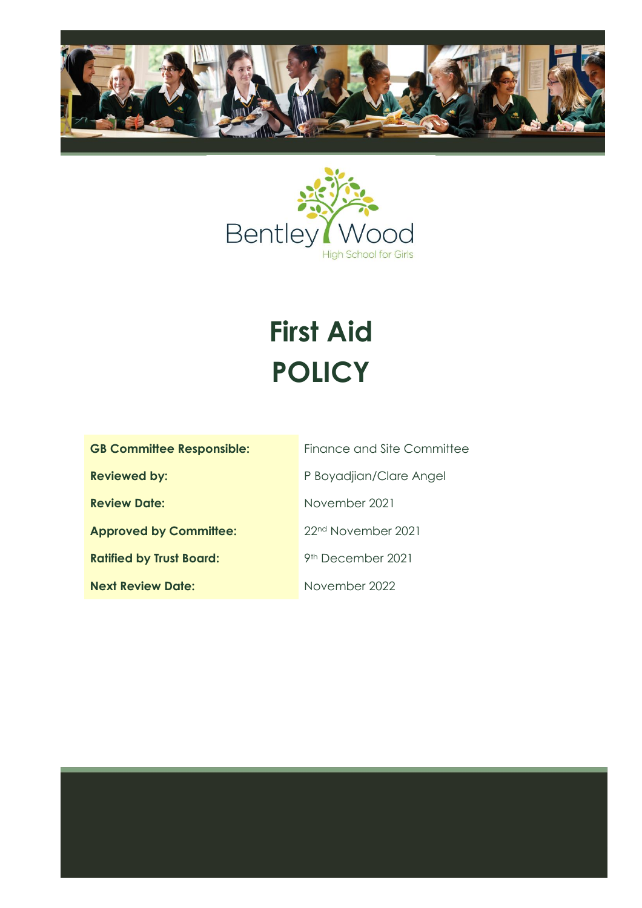Bentley Wood

High School for Girls

# First Aid
# POLICY

| | |
|---|---|
| **GB Committee Responsible:** | Finance and Site Committee |
| **Reviewed by:** | P Boyadjian/Clare Angel |
| **Review Date:** | November 2021 |
| **Approved by Committee:** | 22nd November 2021 |
| **Ratified by Trust Board:** | 9th December 2021 |
| **Next Review Date:** | November 2022 |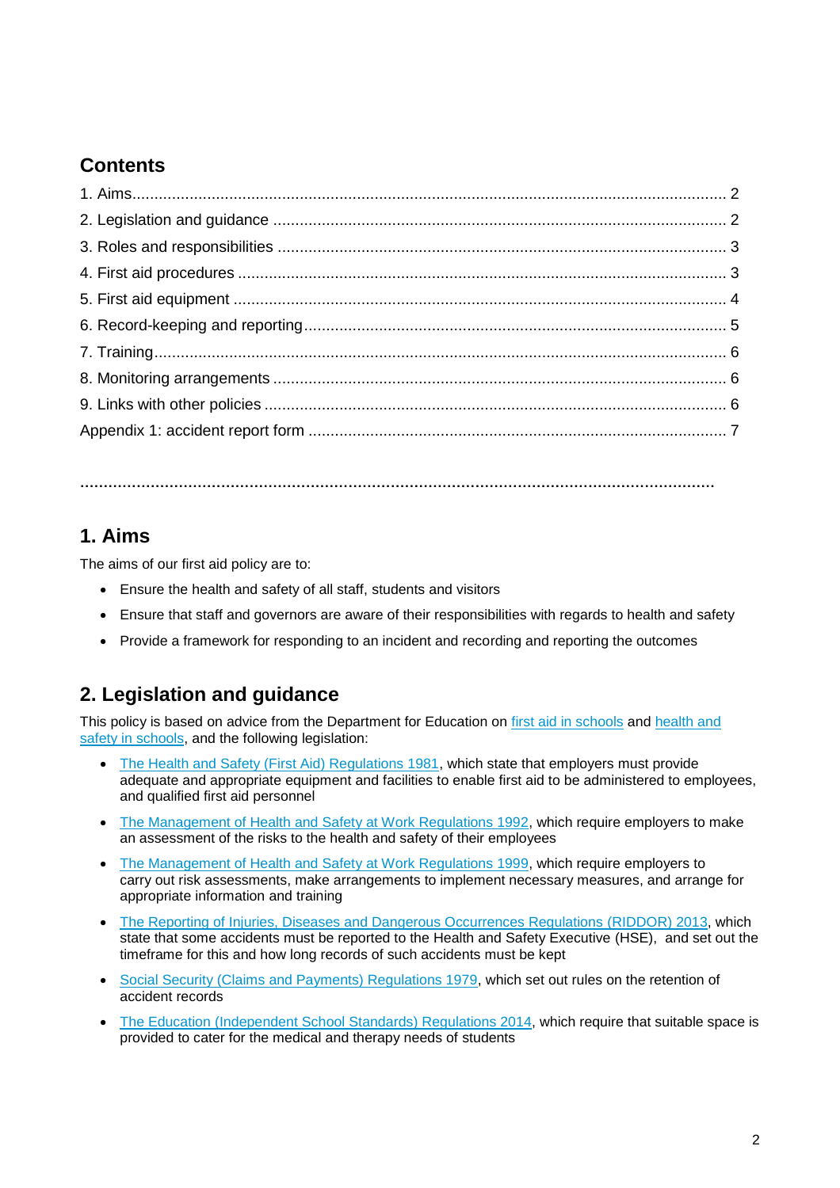## Contents

1. Aims.......................................................................................................................... 2
2. Legislation and guidance ........................................................................................ 2
3. Roles and responsibilities ....................................................................................... 3
4. First aid procedures ................................................................................................ 3
5. First aid equipment ................................................................................................. 4
6. Record-keeping and reporting.................................................................................. 5
7. Training..................................................................................................................... 6
8. Monitoring arrangements ........................................................................................ 6
9. Links with other policies .......................................................................................... 6

Appendix 1: accident report form ................................................................................ 7

……………………………………………………………………………………………………………

## 1. Aims

The aims of our first aid policy are to:

- Ensure the health and safety of all staff, students and visitors
- Ensure that staff and governors are aware of their responsibilities with regards to health and safety
- Provide a framework for responding to an incident and recording and reporting the outcomes

## 2. Legislation and guidance

This policy is based on advice from the Department for Education on first aid in schools and health and safety in schools, and the following legislation:

- The Health and Safety (First Aid) Regulations 1981, which state that employers must provide adequate and appropriate equipment and facilities to enable first aid to be administered to employees, and qualified first aid personnel
- The Management of Health and Safety at Work Regulations 1992, which require employers to make an assessment of the risks to the health and safety of their employees
- The Management of Health and Safety at Work Regulations 1999, which require employers to carry out risk assessments, make arrangements to implement necessary measures, and arrange for appropriate information and training
- The Reporting of Injuries, Diseases and Dangerous Occurrences Regulations (RIDDOR) 2013, which state that some accidents must be reported to the Health and Safety Executive (HSE), and set out the timeframe for this and how long records of such accidents must be kept
- Social Security (Claims and Payments) Regulations 1979, which set out rules on the retention of accident records
- The Education (Independent School Standards) Regulations 2014, which require that suitable space is provided to cater for the medical and therapy needs of students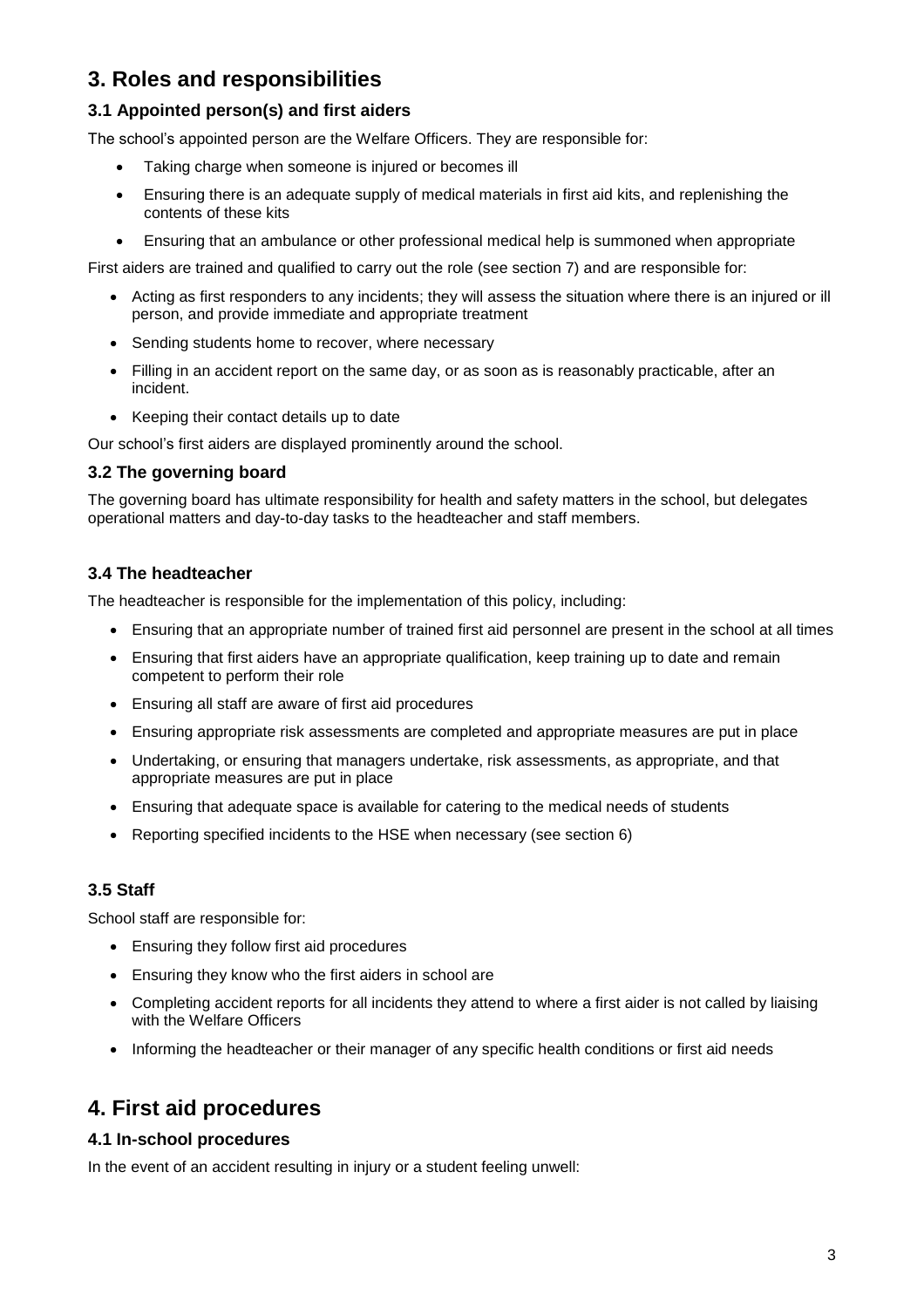# 3. Roles and responsibilities

### 3.1 Appointed person(s) and first aiders

The school's appointed person are the Welfare Officers. They are responsible for:

- Taking charge when someone is injured or becomes ill
- Ensuring there is an adequate supply of medical materials in first aid kits, and replenishing the contents of these kits
- Ensuring that an ambulance or other professional medical help is summoned when appropriate

First aiders are trained and qualified to carry out the role (see section 7) and are responsible for:

- Acting as first responders to any incidents; they will assess the situation where there is an injured or ill person, and provide immediate and appropriate treatment
- Sending students home to recover, where necessary
- Filling in an accident report on the same day, or as soon as is reasonably practicable, after an incident.
- Keeping their contact details up to date

Our school's first aiders are displayed prominently around the school.

### 3.2 The governing board

The governing board has ultimate responsibility for health and safety matters in the school, but delegates operational matters and day-to-day tasks to the headteacher and staff members.

### 3.4 The headteacher

The headteacher is responsible for the implementation of this policy, including:

- Ensuring that an appropriate number of trained first aid personnel are present in the school at all times
- Ensuring that first aiders have an appropriate qualification, keep training up to date and remain competent to perform their role
- Ensuring all staff are aware of first aid procedures
- Ensuring appropriate risk assessments are completed and appropriate measures are put in place
- Undertaking, or ensuring that managers undertake, risk assessments, as appropriate, and that appropriate measures are put in place
- Ensuring that adequate space is available for catering to the medical needs of students
- Reporting specified incidents to the HSE when necessary (see section 6)

### 3.5 Staff

School staff are responsible for:

- Ensuring they follow first aid procedures
- Ensuring they know who the first aiders in school are
- Completing accident reports for all incidents they attend to where a first aider is not called by liaising with the Welfare Officers
- Informing the headteacher or their manager of any specific health conditions or first aid needs

# 4. First aid procedures

### 4.1 In-school procedures

In the event of an accident resulting in injury or a student feeling unwell: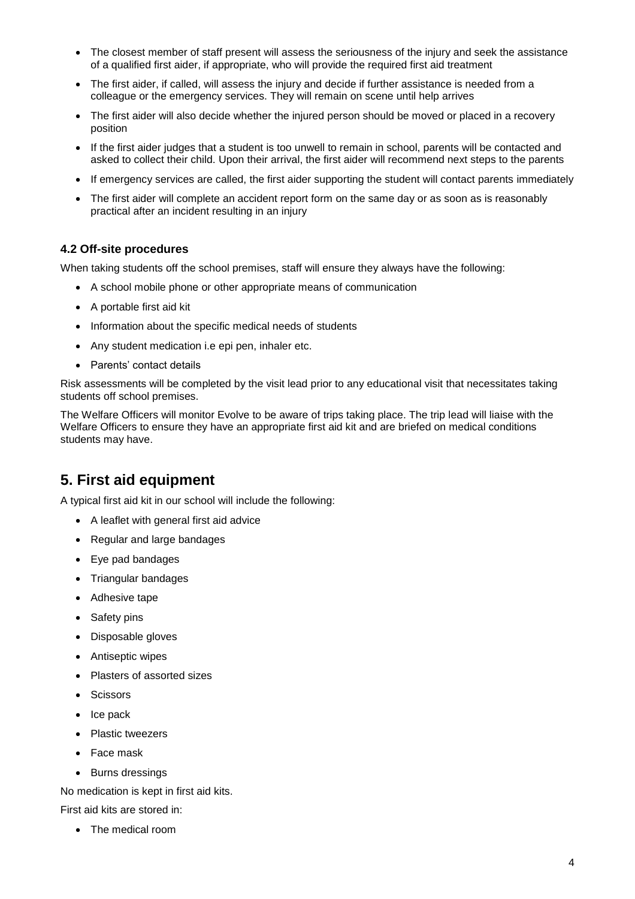- The closest member of staff present will assess the seriousness of the injury and seek the assistance of a qualified first aider, if appropriate, who will provide the required first aid treatment
- The first aider, if called, will assess the injury and decide if further assistance is needed from a colleague or the emergency services. They will remain on scene until help arrives
- The first aider will also decide whether the injured person should be moved or placed in a recovery position
- If the first aider judges that a student is too unwell to remain in school, parents will be contacted and asked to collect their child. Upon their arrival, the first aider will recommend next steps to the parents
- If emergency services are called, the first aider supporting the student will contact parents immediately
- The first aider will complete an accident report form on the same day or as soon as is reasonably practical after an incident resulting in an injury

### 4.2 Off-site procedures

When taking students off the school premises, staff will ensure they always have the following:

- A school mobile phone or other appropriate means of communication
- A portable first aid kit
- Information about the specific medical needs of students
- Any student medication i.e epi pen, inhaler etc.
- Parents' contact details

Risk assessments will be completed by the visit lead prior to any educational visit that necessitates taking students off school premises.

The Welfare Officers will monitor Evolve to be aware of trips taking place. The trip lead will liaise with the Welfare Officers to ensure they have an appropriate first aid kit and are briefed on medical conditions students may have.

## 5. First aid equipment

A typical first aid kit in our school will include the following:

- A leaflet with general first aid advice
- Regular and large bandages
- Eye pad bandages
- Triangular bandages
- Adhesive tape
- Safety pins
- Disposable gloves
- Antiseptic wipes
- Plasters of assorted sizes
- Scissors
- Ice pack
- Plastic tweezers
- Face mask
- Burns dressings

No medication is kept in first aid kits.

First aid kits are stored in:

- The medical room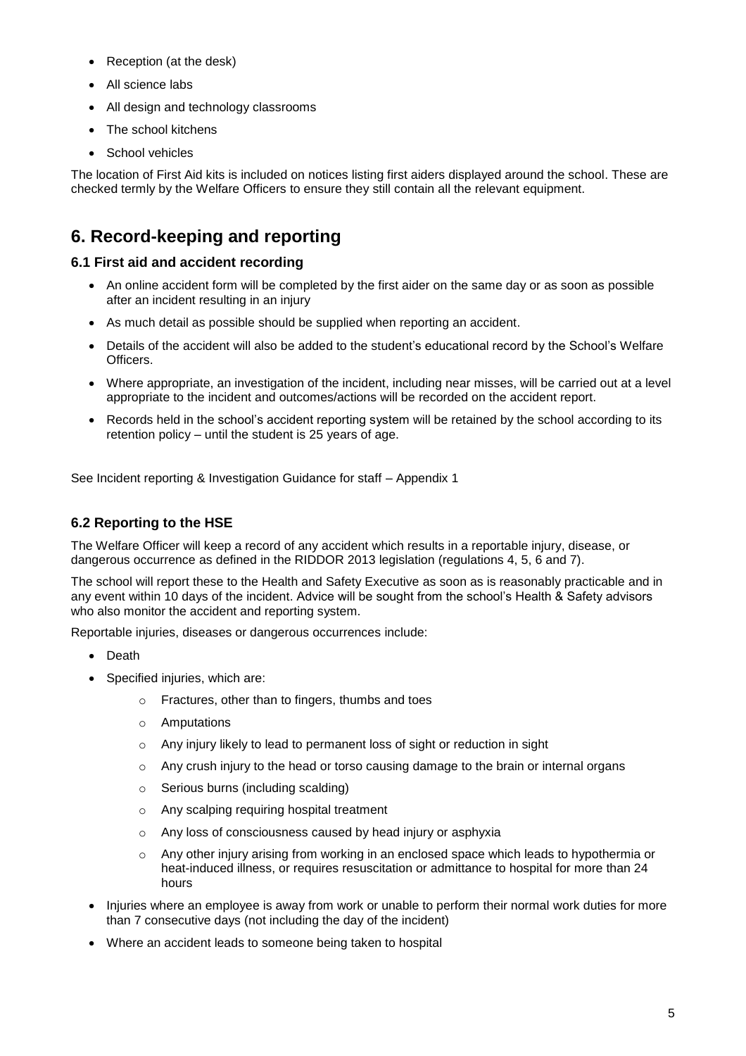- Reception (at the desk)
- All science labs
- All design and technology classrooms
- The school kitchens
- School vehicles

The location of First Aid kits is included on notices listing first aiders displayed around the school. These are checked termly by the Welfare Officers to ensure they still contain all the relevant equipment.

## 6. Record-keeping and reporting

### 6.1 First aid and accident recording

- An online accident form will be completed by the first aider on the same day or as soon as possible after an incident resulting in an injury
- As much detail as possible should be supplied when reporting an accident.
- Details of the accident will also be added to the student's educational record by the School's Welfare Officers.
- Where appropriate, an investigation of the incident, including near misses, will be carried out at a level appropriate to the incident and outcomes/actions will be recorded on the accident report.
- Records held in the school's accident reporting system will be retained by the school according to its retention policy – until the student is 25 years of age.

See Incident reporting & Investigation Guidance for staff – Appendix 1

### 6.2 Reporting to the HSE

The Welfare Officer will keep a record of any accident which results in a reportable injury, disease, or dangerous occurrence as defined in the RIDDOR 2013 legislation (regulations 4, 5, 6 and 7).

The school will report these to the Health and Safety Executive as soon as is reasonably practicable and in any event within 10 days of the incident. Advice will be sought from the school's Health & Safety advisors who also monitor the accident and reporting system.

Reportable injuries, diseases or dangerous occurrences include:

- Death
- Specified injuries, which are:
    - Fractures, other than to fingers, thumbs and toes
    - Amputations
    - Any injury likely to lead to permanent loss of sight or reduction in sight
    - Any crush injury to the head or torso causing damage to the brain or internal organs
    - Serious burns (including scalding)
    - Any scalping requiring hospital treatment
    - Any loss of consciousness caused by head injury or asphyxia
    - Any other injury arising from working in an enclosed space which leads to hypothermia or heat-induced illness, or requires resuscitation or admittance to hospital for more than 24 hours
- Injuries where an employee is away from work or unable to perform their normal work duties for more than 7 consecutive days (not including the day of the incident)
- Where an accident leads to someone being taken to hospital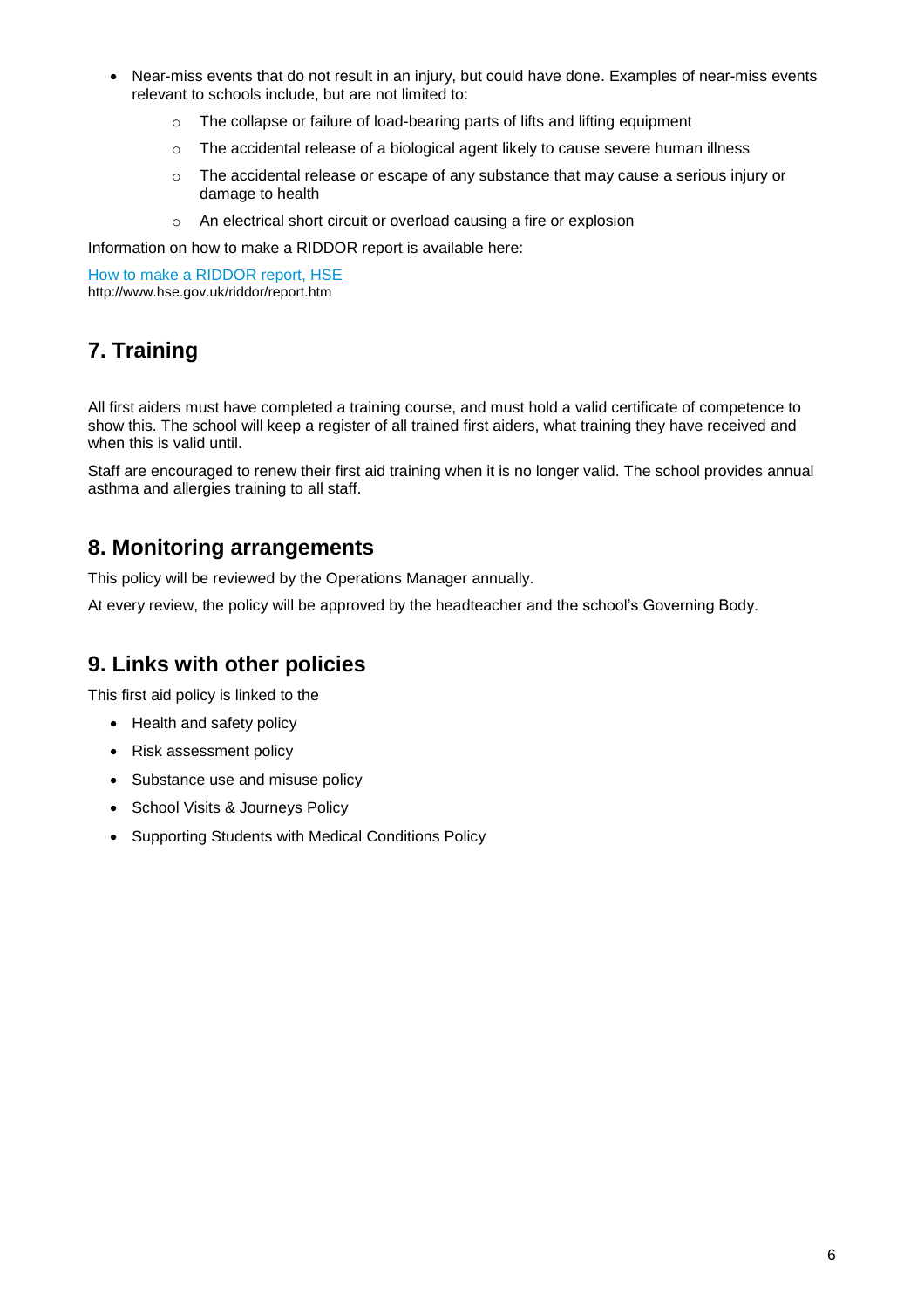- Near-miss events that do not result in an injury, but could have done. Examples of near-miss events relevant to schools include, but are not limited to:
    - The collapse or failure of load-bearing parts of lifts and lifting equipment
    - The accidental release of a biological agent likely to cause severe human illness
    - The accidental release or escape of any substance that may cause a serious injury or damage to health
    - An electrical short circuit or overload causing a fire or explosion

Information on how to make a RIDDOR report is available here:

[How to make a RIDDOR report, HSE](http://www.hse.gov.uk/riddor/report.htm)
http://www.hse.gov.uk/riddor/report.htm

## 7. Training

All first aiders must have completed a training course, and must hold a valid certificate of competence to show this. The school will keep a register of all trained first aiders, what training they have received and when this is valid until.

Staff are encouraged to renew their first aid training when it is no longer valid. The school provides annual asthma and allergies training to all staff.

## 8. Monitoring arrangements

This policy will be reviewed by the Operations Manager annually.

At every review, the policy will be approved by the headteacher and the school's Governing Body.

## 9. Links with other policies

This first aid policy is linked to the

- Health and safety policy
- Risk assessment policy
- Substance use and misuse policy
- School Visits & Journeys Policy
- Supporting Students with Medical Conditions Policy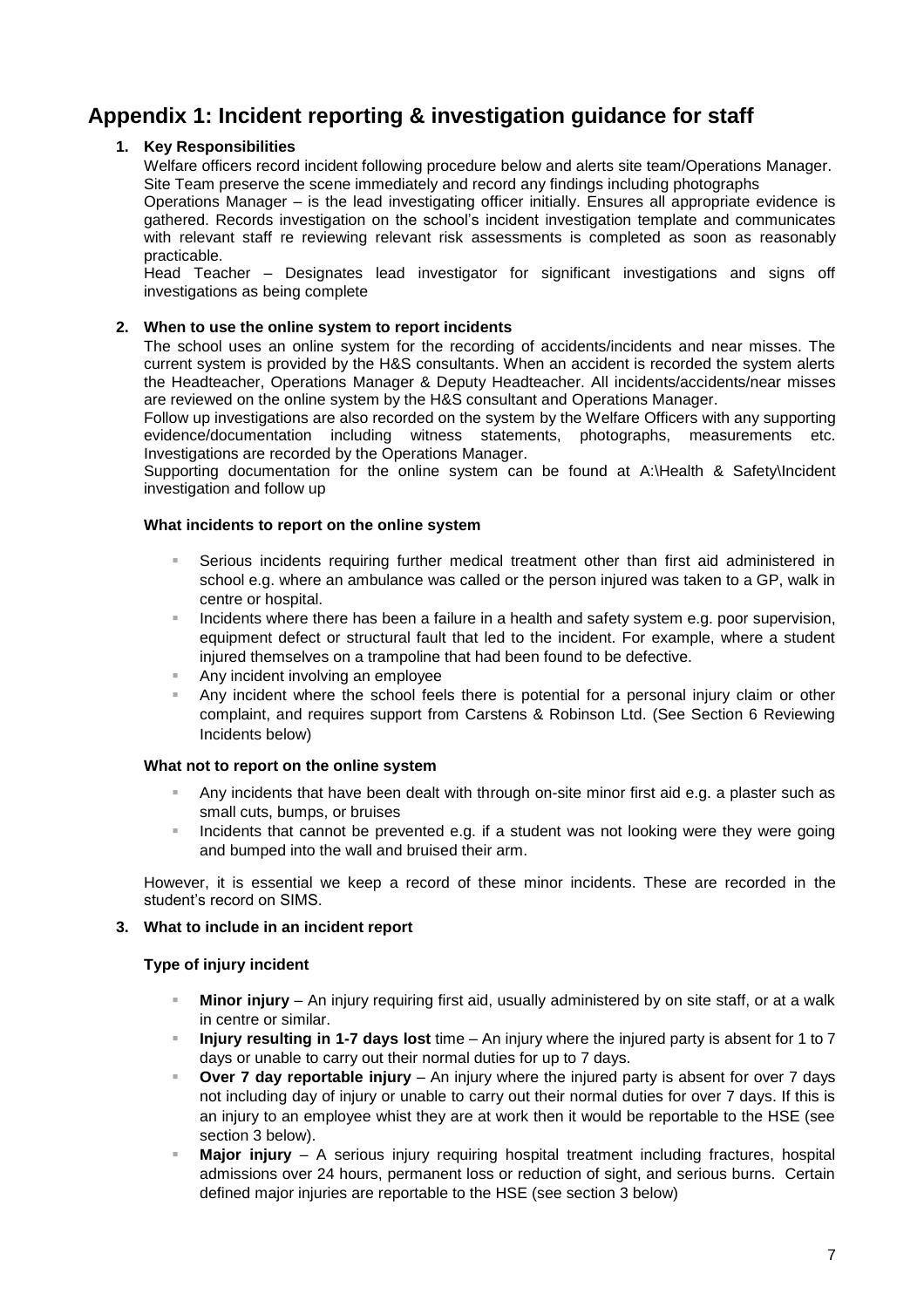## Appendix 1: Incident reporting & investigation guidance for staff

1. **Key Responsibilities**

   Welfare officers record incident following procedure below and alerts site team/Operations Manager. Site Team preserve the scene immediately and record any findings including photographs

   Operations Manager – is the lead investigating officer initially. Ensures all appropriate evidence is gathered. Records investigation on the school's incident investigation template and communicates with relevant staff re reviewing relevant risk assessments is completed as soon as reasonably practicable.

   Head Teacher – Designates lead investigator for significant investigations and signs off investigations as being complete

2. **When to use the online system to report incidents**

   The school uses an online system for the recording of accidents/incidents and near misses. The current system is provided by the H&S consultants. When an accident is recorded the system alerts the Headteacher, Operations Manager & Deputy Headteacher. All incidents/accidents/near misses are reviewed on the online system by the H&S consultant and Operations Manager.

   Follow up investigations are also recorded on the system by the Welfare Officers with any supporting evidence/documentation including witness statements, photographs, measurements etc. Investigations are recorded by the Operations Manager.

   Supporting documentation for the online system can be found at A:\Health & Safety\Incident investigation and follow up

   **What incidents to report on the online system**

   - Serious incidents requiring further medical treatment other than first aid administered in school e.g. where an ambulance was called or the person injured was taken to a GP, walk in centre or hospital.
   - Incidents where there has been a failure in a health and safety system e.g. poor supervision, equipment defect or structural fault that led to the incident. For example, where a student injured themselves on a trampoline that had been found to be defective.
   - Any incident involving an employee
   - Any incident where the school feels there is potential for a personal injury claim or other complaint, and requires support from Carstens & Robinson Ltd. (See Section 6 Reviewing Incidents below)

   **What not to report on the online system**

   - Any incidents that have been dealt with through on-site minor first aid e.g. a plaster such as small cuts, bumps, or bruises
   - Incidents that cannot be prevented e.g. if a student was not looking were they were going and bumped into the wall and bruised their arm.

   However, it is essential we keep a record of these minor incidents. These are recorded in the student's record on SIMS.

3. **What to include in an incident report**

   **Type of injury incident**

   - **Minor injury** – An injury requiring first aid, usually administered by on site staff, or at a walk in centre or similar.
   - **Injury resulting in 1-7 days lost** time – An injury where the injured party is absent for 1 to 7 days or unable to carry out their normal duties for up to 7 days.
   - **Over 7 day reportable injury** – An injury where the injured party is absent for over 7 days not including day of injury or unable to carry out their normal duties for over 7 days. If this is an injury to an employee whist they are at work then it would be reportable to the HSE (see section 3 below).
   - **Major injury** – A serious injury requiring hospital treatment including fractures, hospital admissions over 24 hours, permanent loss or reduction of sight, and serious burns. Certain defined major injuries are reportable to the HSE (see section 3 below)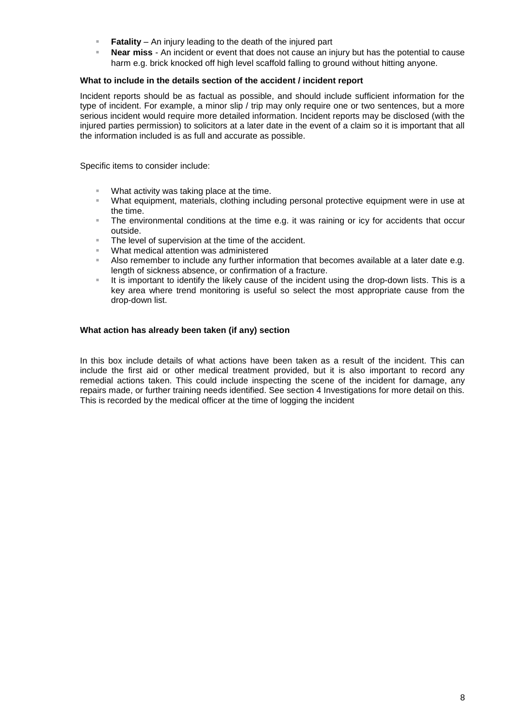- **Fatality** – An injury leading to the death of the injured part
- **Near miss** - An incident or event that does not cause an injury but has the potential to cause harm e.g. brick knocked off high level scaffold falling to ground without hitting anyone.

**What to include in the details section of the accident / incident report**

Incident reports should be as factual as possible, and should include sufficient information for the type of incident. For example, a minor slip / trip may only require one or two sentences, but a more serious incident would require more detailed information. Incident reports may be disclosed (with the injured parties permission) to solicitors at a later date in the event of a claim so it is important that all the information included is as full and accurate as possible.

Specific items to consider include:

- What activity was taking place at the time.
- What equipment, materials, clothing including personal protective equipment were in use at the time.
- The environmental conditions at the time e.g. it was raining or icy for accidents that occur outside.
- The level of supervision at the time of the accident.
- What medical attention was administered
- Also remember to include any further information that becomes available at a later date e.g. length of sickness absence, or confirmation of a fracture.
- It is important to identify the likely cause of the incident using the drop-down lists. This is a key area where trend monitoring is useful so select the most appropriate cause from the drop-down list.

**What action has already been taken (if any) section**

In this box include details of what actions have been taken as a result of the incident. This can include the first aid or other medical treatment provided, but it is also important to record any remedial actions taken. This could include inspecting the scene of the incident for damage, any repairs made, or further training needs identified. See section 4 Investigations for more detail on this. This is recorded by the medical officer at the time of logging the incident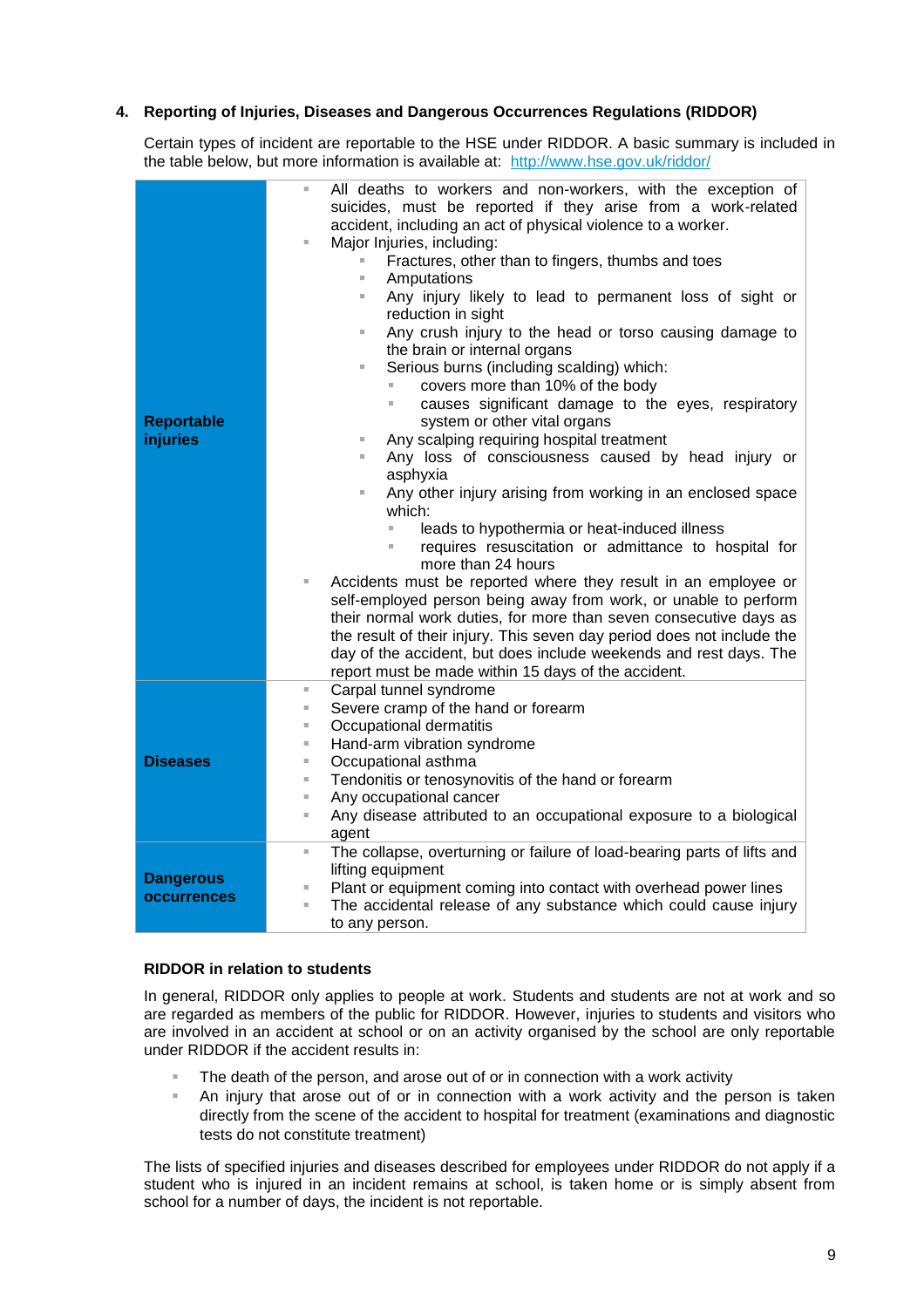## 4. Reporting of Injuries, Diseases and Dangerous Occurrences Regulations (RIDDOR)

Certain types of incident are reportable to the HSE under RIDDOR. A basic summary is included in the table below, but more information is available at: http://www.hse.gov.uk/riddor/

| | |
|---|---|
| **Reportable injuries** | - All deaths to workers and non-workers, with the exception of suicides, must be reported if they arise from a work-related accident, including an act of physical violence to a worker.<br>- Major Injuries, including:<br>  - Fractures, other than to fingers, thumbs and toes<br>  - Amputations<br>  - Any injury likely to lead to permanent loss of sight or reduction in sight<br>  - Any crush injury to the head or torso causing damage to the brain or internal organs<br>  - Serious burns (including scalding) which:<br>    - covers more than 10% of the body<br>    - causes significant damage to the eyes, respiratory system or other vital organs<br>  - Any scalping requiring hospital treatment<br>  - Any loss of consciousness caused by head injury or asphyxia<br>  - Any other injury arising from working in an enclosed space which:<br>    - leads to hypothermia or heat-induced illness<br>    - requires resuscitation or admittance to hospital for more than 24 hours<br>- Accidents must be reported where they result in an employee or self-employed person being away from work, or unable to perform their normal work duties, for more than seven consecutive days as the result of their injury. This seven day period does not include the day of the accident, but does include weekends and rest days. The report must be made within 15 days of the accident. |
| **Diseases** | - Carpal tunnel syndrome<br>- Severe cramp of the hand or forearm<br>- Occupational dermatitis<br>- Hand-arm vibration syndrome<br>- Occupational asthma<br>- Tendonitis or tenosynovitis of the hand or forearm<br>- Any occupational cancer<br>- Any disease attributed to an occupational exposure to a biological agent |
| **Dangerous occurrences** | - The collapse, overturning or failure of load-bearing parts of lifts and lifting equipment<br>- Plant or equipment coming into contact with overhead power lines<br>- The accidental release of any substance which could cause injury to any person. |

### RIDDOR in relation to students

In general, RIDDOR only applies to people at work. Students and students are not at work and so are regarded as members of the public for RIDDOR. However, injuries to students and visitors who are involved in an accident at school or on an activity organised by the school are only reportable under RIDDOR if the accident results in:

- The death of the person, and arose out of or in connection with a work activity
- An injury that arose out of or in connection with a work activity and the person is taken directly from the scene of the accident to hospital for treatment (examinations and diagnostic tests do not constitute treatment)

The lists of specified injuries and diseases described for employees under RIDDOR do not apply if a student who is injured in an incident remains at school, is taken home or is simply absent from school for a number of days, the incident is not reportable.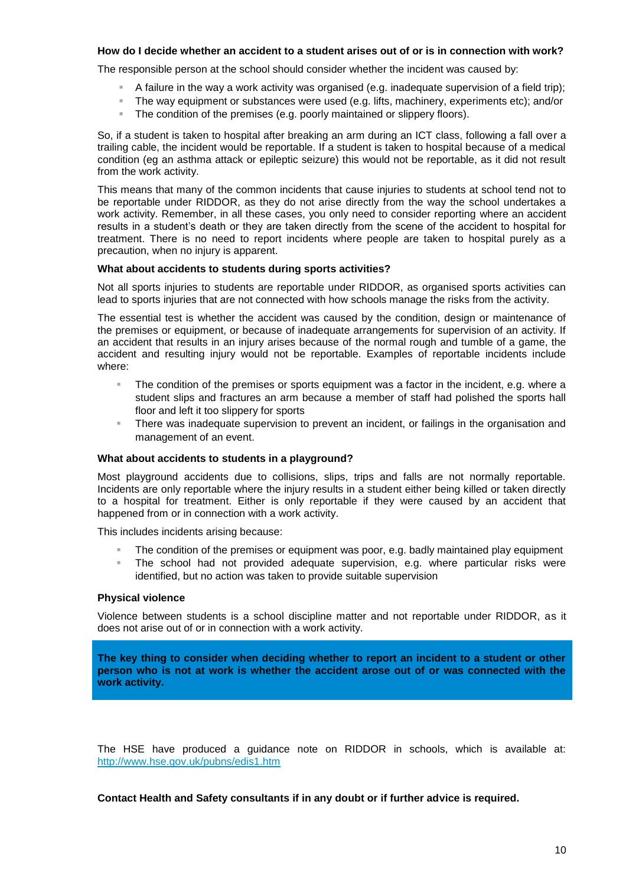**How do I decide whether an accident to a student arises out of or is in connection with work?**

The responsible person at the school should consider whether the incident was caused by:

- A failure in the way a work activity was organised (e.g. inadequate supervision of a field trip);
- The way equipment or substances were used (e.g. lifts, machinery, experiments etc); and/or
- The condition of the premises (e.g. poorly maintained or slippery floors).

So, if a student is taken to hospital after breaking an arm during an ICT class, following a fall over a trailing cable, the incident would be reportable. If a student is taken to hospital because of a medical condition (eg an asthma attack or epileptic seizure) this would not be reportable, as it did not result from the work activity.

This means that many of the common incidents that cause injuries to students at school tend not to be reportable under RIDDOR, as they do not arise directly from the way the school undertakes a work activity. Remember, in all these cases, you only need to consider reporting where an accident results in a student's death or they are taken directly from the scene of the accident to hospital for treatment. There is no need to report incidents where people are taken to hospital purely as a precaution, when no injury is apparent.

**What about accidents to students during sports activities?**

Not all sports injuries to students are reportable under RIDDOR, as organised sports activities can lead to sports injuries that are not connected with how schools manage the risks from the activity.

The essential test is whether the accident was caused by the condition, design or maintenance of the premises or equipment, or because of inadequate arrangements for supervision of an activity. If an accident that results in an injury arises because of the normal rough and tumble of a game, the accident and resulting injury would not be reportable. Examples of reportable incidents include where:

- The condition of the premises or sports equipment was a factor in the incident, e.g. where a student slips and fractures an arm because a member of staff had polished the sports hall floor and left it too slippery for sports
- There was inadequate supervision to prevent an incident, or failings in the organisation and management of an event.

**What about accidents to students in a playground?**

Most playground accidents due to collisions, slips, trips and falls are not normally reportable. Incidents are only reportable where the injury results in a student either being killed or taken directly to a hospital for treatment. Either is only reportable if they were caused by an accident that happened from or in connection with a work activity.

This includes incidents arising because:

- The condition of the premises or equipment was poor, e.g. badly maintained play equipment
- The school had not provided adequate supervision, e.g. where particular risks were identified, but no action was taken to provide suitable supervision

**Physical violence**

Violence between students is a school discipline matter and not reportable under RIDDOR, as it does not arise out of or in connection with a work activity.

**The key thing to consider when deciding whether to report an incident to a student or other person who is not at work is whether the accident arose out of or was connected with the work activity.**

The HSE have produced a guidance note on RIDDOR in schools, which is available at: http://www.hse.gov.uk/pubns/edis1.htm

**Contact Health and Safety consultants if in any doubt or if further advice is required.**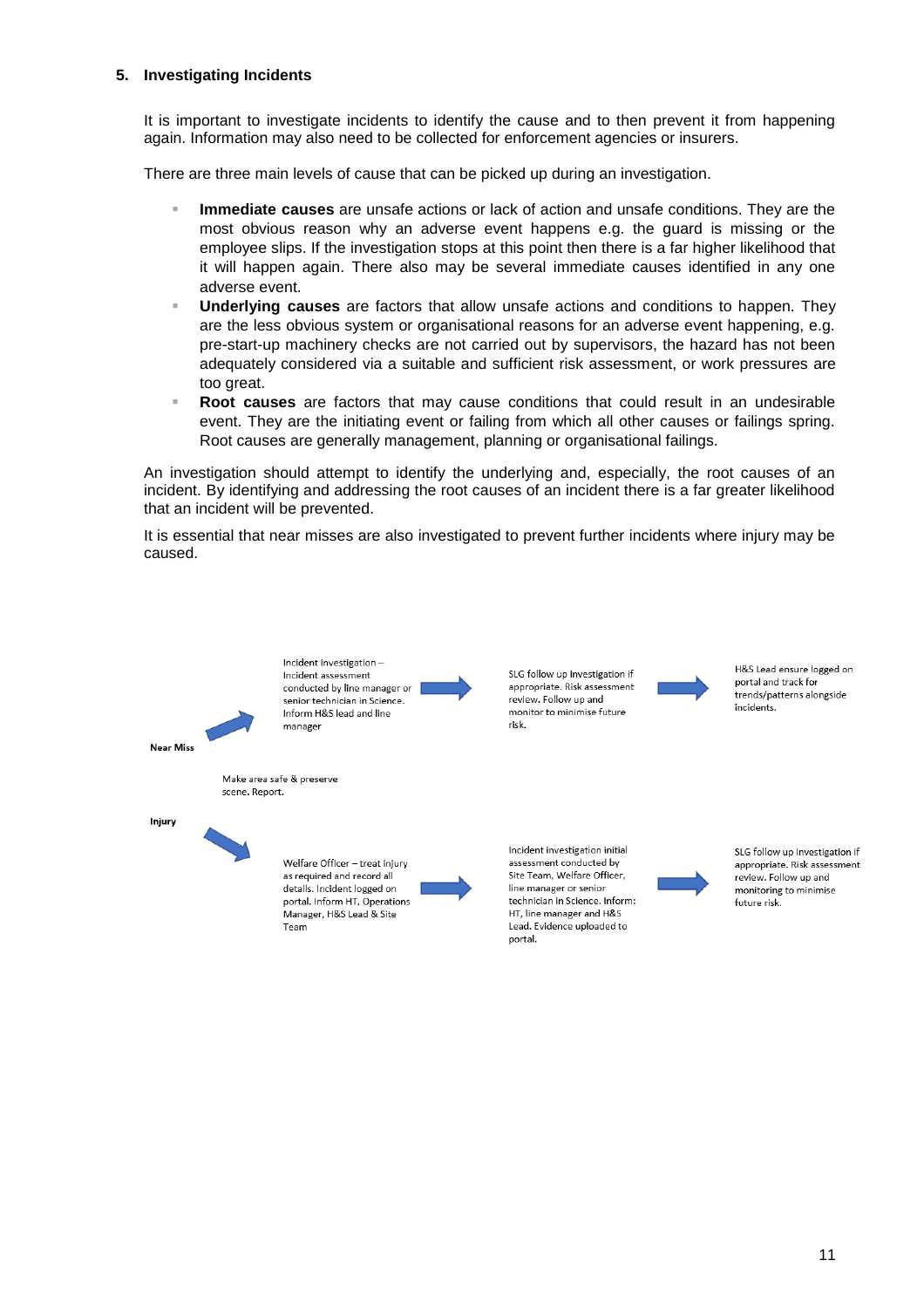## 5. Investigating Incidents

It is important to investigate incidents to identify the cause and to then prevent it from happening again. Information may also need to be collected for enforcement agencies or insurers.

There are three main levels of cause that can be picked up during an investigation.

- **Immediate causes** are unsafe actions or lack of action and unsafe conditions. They are the most obvious reason why an adverse event happens e.g. the guard is missing or the employee slips. If the investigation stops at this point then there is a far higher likelihood that it will happen again. There also may be several immediate causes identified in any one adverse event.
- **Underlying causes** are factors that allow unsafe actions and conditions to happen. They are the less obvious system or organisational reasons for an adverse event happening, e.g. pre-start-up machinery checks are not carried out by supervisors, the hazard has not been adequately considered via a suitable and sufficient risk assessment, or work pressures are too great.
- **Root causes** are factors that may cause conditions that could result in an undesirable event. They are the initiating event or failing from which all other causes or failings spring. Root causes are generally management, planning or organisational failings.

An investigation should attempt to identify the underlying and, especially, the root causes of an incident. By identifying and addressing the root causes of an incident there is a far greater likelihood that an incident will be prevented.

It is essential that near misses are also investigated to prevent further incidents where injury may be caused.

Make area safe & preserve scene. Report.

**Near Miss**

Incident investigation – Incident assessment conducted by line manager or senior technician in Science. Inform H&S lead and line manager

SLG follow up investigation if appropriate. Risk assessment review. Follow up and monitor to minimise future risk.

H&S Lead ensure logged on portal and track for trends/patterns alongside incidents.

**Injury**

Welfare Officer – treat injury as required and record all details. Incident logged on portal. Inform HT, Operations Manager, H&S Lead & Site Team

Incident investigation initial assessment conducted by Site Team, Welfare Officer, line manager or senior technician in Science. Inform: HT, line manager and H&S Lead. Evidence uploaded to portal.

SLG follow up investigation if appropriate. Risk assessment review. Follow up and monitoring to minimise future risk.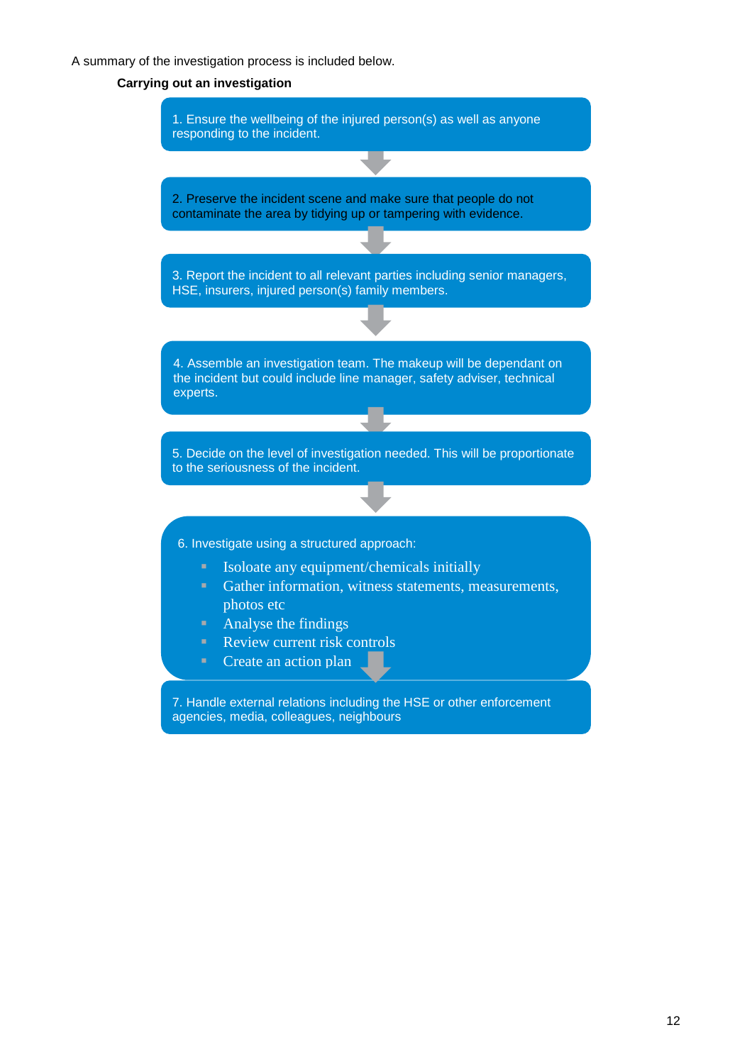A summary of the investigation process is included below.

**Carrying out an investigation**

1. Ensure the wellbeing of the injured person(s) as well as anyone responding to the incident.

2. Preserve the incident scene and make sure that people do not contaminate the area by tidying up or tampering with evidence.

3. Report the incident to all relevant parties including senior managers, HSE, insurers, injured person(s) family members.

4. Assemble an investigation team. The makeup will be dependant on the incident but could include line manager, safety adviser, technical experts.

5. Decide on the level of investigation needed. This will be proportionate to the seriousness of the incident.

6. Investigate using a structured approach:
   - Isoloate any equipment/chemicals initially
   - Gather information, witness statements, measurements, photos etc
   - Analyse the findings
   - Review current risk controls
   - Create an action plan

7. Handle external relations including the HSE or other enforcement agencies, media, colleagues, neighbours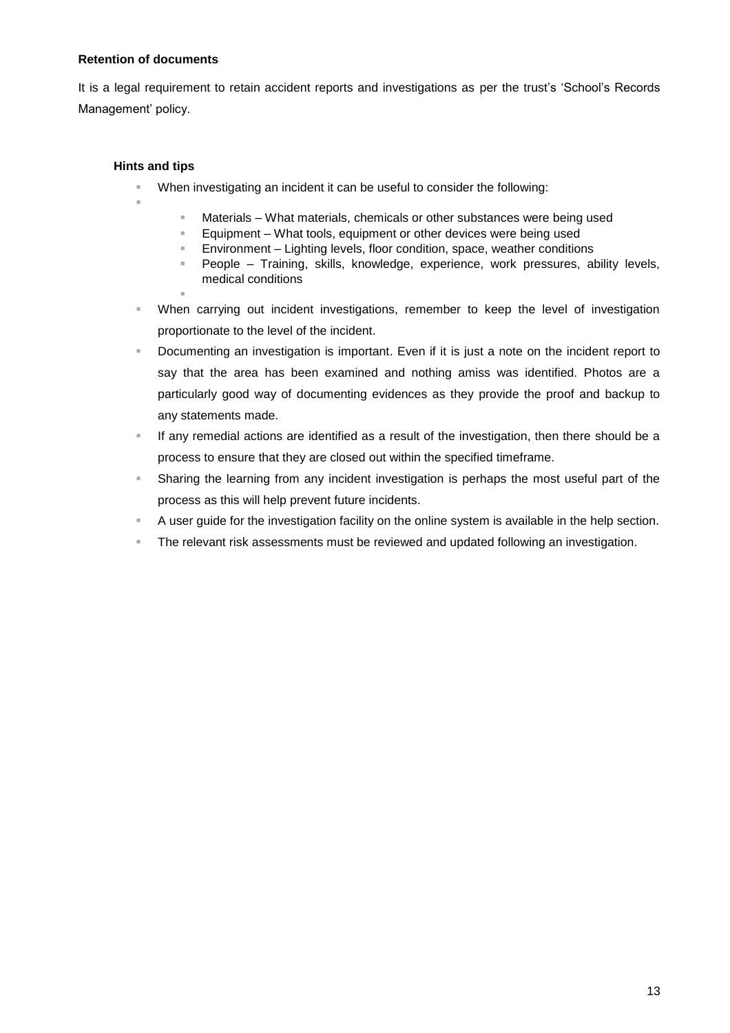**Retention of documents**

It is a legal requirement to retain accident reports and investigations as per the trust's 'School's Records Management' policy.

**Hints and tips**

- When investigating an incident it can be useful to consider the following:
  - Materials – What materials, chemicals or other substances were being used
  - Equipment – What tools, equipment or other devices were being used
  - Environment – Lighting levels, floor condition, space, weather conditions
  - People – Training, skills, knowledge, experience, work pressures, ability levels, medical conditions
- When carrying out incident investigations, remember to keep the level of investigation proportionate to the level of the incident.
- Documenting an investigation is important. Even if it is just a note on the incident report to say that the area has been examined and nothing amiss was identified. Photos are a particularly good way of documenting evidences as they provide the proof and backup to any statements made.
- If any remedial actions are identified as a result of the investigation, then there should be a process to ensure that they are closed out within the specified timeframe.
- Sharing the learning from any incident investigation is perhaps the most useful part of the process as this will help prevent future incidents.
- A user guide for the investigation facility on the online system is available in the help section.
- The relevant risk assessments must be reviewed and updated following an investigation.